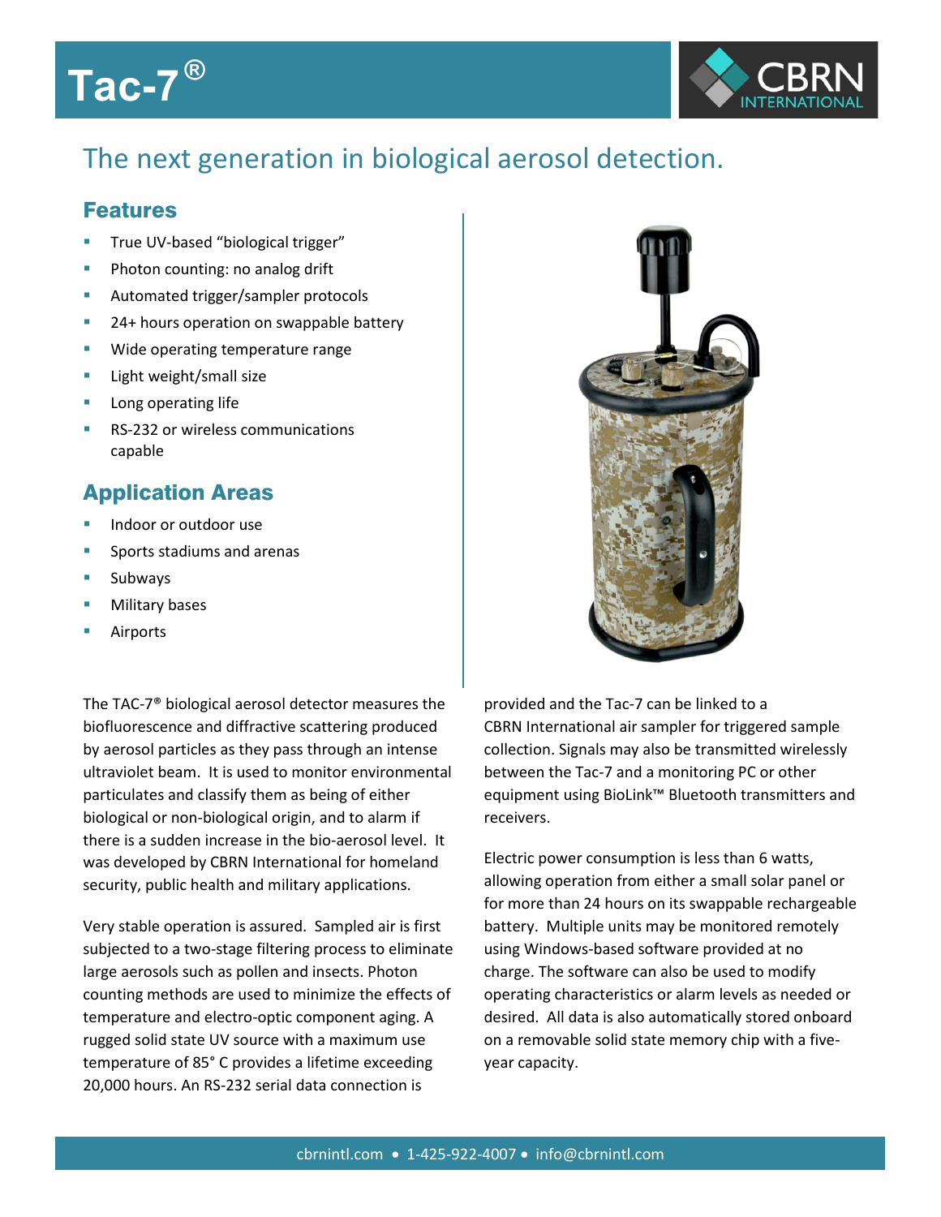# Tac-7®

CBRN INTERNATIONAL

## The next generation in biological aerosol detection.

### Features

- True UV-based "biological trigger"
- Photon counting: no analog drift
- Automated trigger/sampler protocols
- 24+ hours operation on swappable battery
- Wide operating temperature range
- Light weight/small size
- Long operating life
- RS-232 or wireless communications capable

### Application Areas

- Indoor or outdoor use
- Sports stadiums and arenas
- Subways
- Military bases
- Airports

The TAC-7® biological aerosol detector measures the biofluorescence and diffractive scattering produced by aerosol particles as they pass through an intense ultraviolet beam. It is used to monitor environmental particulates and classify them as being of either biological or non-biological origin, and to alarm if there is a sudden increase in the bio-aerosol level. It was developed by CBRN International for homeland security, public health and military applications.

Very stable operation is assured. Sampled air is first subjected to a two-stage filtering process to eliminate large aerosols such as pollen and insects. Photon counting methods are used to minimize the effects of temperature and electro-optic component aging. A rugged solid state UV source with a maximum use temperature of 85° C provides a lifetime exceeding 20,000 hours. An RS-232 serial data connection is provided and the Tac-7 can be linked to a CBRN International air sampler for triggered sample collection. Signals may also be transmitted wirelessly between the Tac-7 and a monitoring PC or other equipment using BioLink™ Bluetooth transmitters and receivers.

Electric power consumption is less than 6 watts, allowing operation from either a small solar panel or for more than 24 hours on its swappable rechargeable battery. Multiple units may be monitored remotely using Windows-based software provided at no charge. The software can also be used to modify operating characteristics or alarm levels as needed or desired. All data is also automatically stored onboard on a removable solid state memory chip with a five-year capacity.

cbrnintl.com • 1-425-922-4007 • info@cbrnintl.com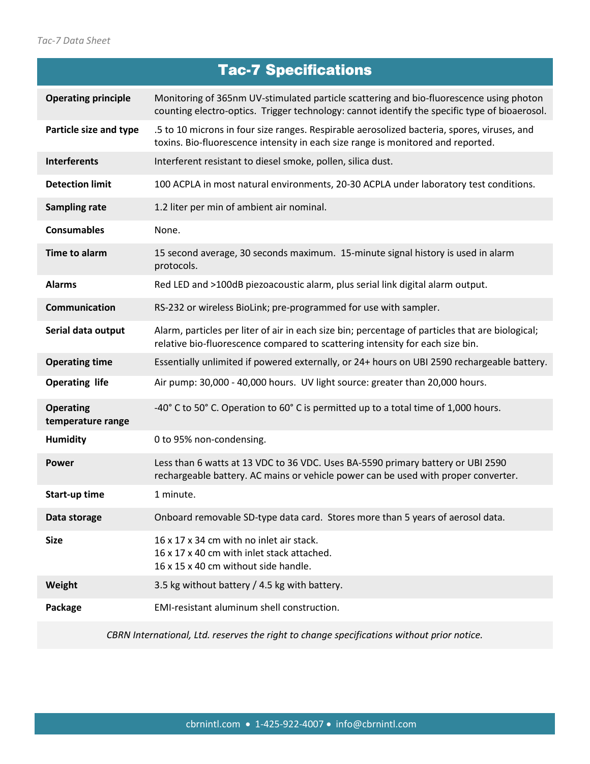# Tac-7 Specifications

| | |
|---|---|
| **Operating principle** | Monitoring of 365nm UV-stimulated particle scattering and bio-fluorescence using photon counting electro-optics. Trigger technology: cannot identify the specific type of bioaerosol. |
| **Particle size and type** | .5 to 10 microns in four size ranges. Respirable aerosolized bacteria, spores, viruses, and toxins. Bio-fluorescence intensity in each size range is monitored and reported. |
| **Interferents** | Interferent resistant to diesel smoke, pollen, silica dust. |
| **Detection limit** | 100 ACPLA in most natural environments, 20-30 ACPLA under laboratory test conditions. |
| **Sampling rate** | 1.2 liter per min of ambient air nominal. |
| **Consumables** | None. |
| **Time to alarm** | 15 second average, 30 seconds maximum. 15-minute signal history is used in alarm protocols. |
| **Alarms** | Red LED and >100dB piezoacoustic alarm, plus serial link digital alarm output. |
| **Communication** | RS-232 or wireless BioLink; pre-programmed for use with sampler. |
| **Serial data output** | Alarm, particles per liter of air in each size bin; percentage of particles that are biological; relative bio-fluorescence compared to scattering intensity for each size bin. |
| **Operating time** | Essentially unlimited if powered externally, or 24+ hours on UBI 2590 rechargeable battery. |
| **Operating life** | Air pump: 30,000 - 40,000 hours. UV light source: greater than 20,000 hours. |
| **Operating temperature range** | -40° C to 50° C. Operation to 60° C is permitted up to a total time of 1,000 hours. |
| **Humidity** | 0 to 95% non-condensing. |
| **Power** | Less than 6 watts at 13 VDC to 36 VDC. Uses BA-5590 primary battery or UBI 2590 rechargeable battery. AC mains or vehicle power can be used with proper converter. |
| **Start-up time** | 1 minute. |
| **Data storage** | Onboard removable SD-type data card. Stores more than 5 years of aerosol data. |
| **Size** | 16 x 17 x 34 cm with no inlet air stack.<br>16 x 17 x 40 cm with inlet stack attached.<br>16 x 15 x 40 cm without side handle. |
| **Weight** | 3.5 kg without battery / 4.5 kg with battery. |
| **Package** | EMI-resistant aluminum shell construction. |

*CBRN International, Ltd. reserves the right to change specifications without prior notice.*

cbrnintl.com • 1-425-922-4007 • info@cbrnintl.com